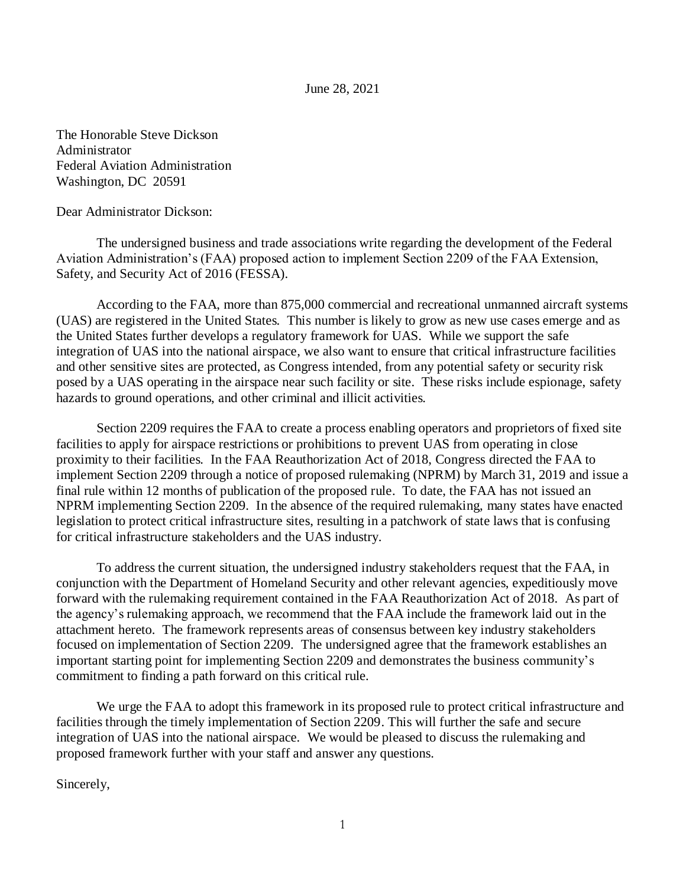June 28, 2021

The Honorable Steve Dickson
Administrator
Federal Aviation Administration
Washington, DC 20591

Dear Administrator Dickson:

The undersigned business and trade associations write regarding the development of the Federal Aviation Administration's (FAA) proposed action to implement Section 2209 of the FAA Extension, Safety, and Security Act of 2016 (FESSA).

According to the FAA, more than 875,000 commercial and recreational unmanned aircraft systems (UAS) are registered in the United States. This number is likely to grow as new use cases emerge and as the United States further develops a regulatory framework for UAS. While we support the safe integration of UAS into the national airspace, we also want to ensure that critical infrastructure facilities and other sensitive sites are protected, as Congress intended, from any potential safety or security risk posed by a UAS operating in the airspace near such facility or site. These risks include espionage, safety hazards to ground operations, and other criminal and illicit activities.

Section 2209 requires the FAA to create a process enabling operators and proprietors of fixed site facilities to apply for airspace restrictions or prohibitions to prevent UAS from operating in close proximity to their facilities. In the FAA Reauthorization Act of 2018, Congress directed the FAA to implement Section 2209 through a notice of proposed rulemaking (NPRM) by March 31, 2019 and issue a final rule within 12 months of publication of the proposed rule. To date, the FAA has not issued an NPRM implementing Section 2209. In the absence of the required rulemaking, many states have enacted legislation to protect critical infrastructure sites, resulting in a patchwork of state laws that is confusing for critical infrastructure stakeholders and the UAS industry.

To address the current situation, the undersigned industry stakeholders request that the FAA, in conjunction with the Department of Homeland Security and other relevant agencies, expeditiously move forward with the rulemaking requirement contained in the FAA Reauthorization Act of 2018. As part of the agency's rulemaking approach, we recommend that the FAA include the framework laid out in the attachment hereto. The framework represents areas of consensus between key industry stakeholders focused on implementation of Section 2209. The undersigned agree that the framework establishes an important starting point for implementing Section 2209 and demonstrates the business community's commitment to finding a path forward on this critical rule.

We urge the FAA to adopt this framework in its proposed rule to protect critical infrastructure and facilities through the timely implementation of Section 2209. This will further the safe and secure integration of UAS into the national airspace. We would be pleased to discuss the rulemaking and proposed framework further with your staff and answer any questions.

Sincerely,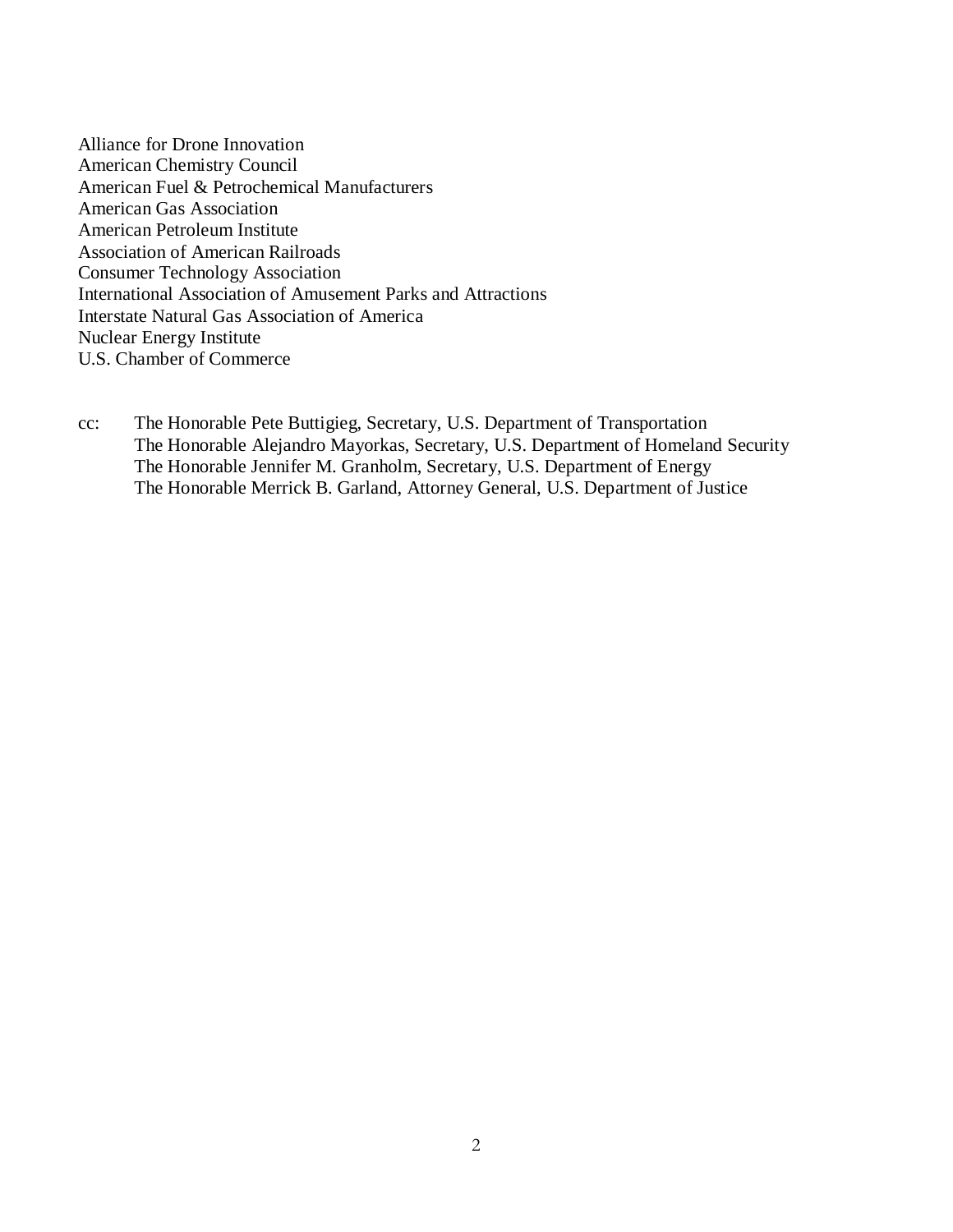Alliance for Drone Innovation
American Chemistry Council
American Fuel & Petrochemical Manufacturers
American Gas Association
American Petroleum Institute
Association of American Railroads
Consumer Technology Association
International Association of Amusement Parks and Attractions
Interstate Natural Gas Association of America
Nuclear Energy Institute
U.S. Chamber of Commerce

cc: The Honorable Pete Buttigieg, Secretary, U.S. Department of Transportation
The Honorable Alejandro Mayorkas, Secretary, U.S. Department of Homeland Security
The Honorable Jennifer M. Granholm, Secretary, U.S. Department of Energy
The Honorable Merrick B. Garland, Attorney General, U.S. Department of Justice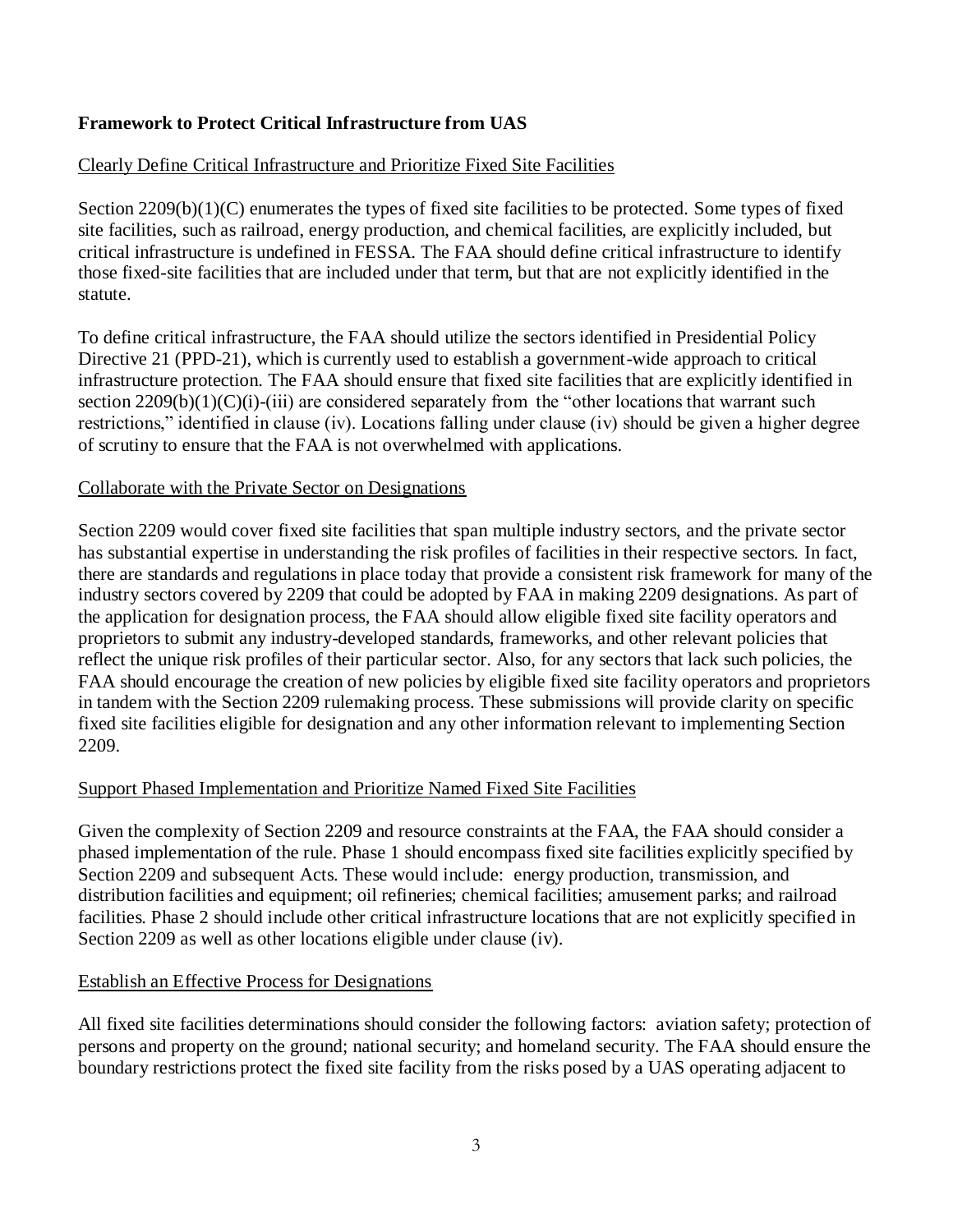**Framework to Protect Critical Infrastructure from UAS**

Clearly Define Critical Infrastructure and Prioritize Fixed Site Facilities

Section 2209(b)(1)(C) enumerates the types of fixed site facilities to be protected. Some types of fixed site facilities, such as railroad, energy production, and chemical facilities, are explicitly included, but critical infrastructure is undefined in FESSA. The FAA should define critical infrastructure to identify those fixed-site facilities that are included under that term, but that are not explicitly identified in the statute.

To define critical infrastructure, the FAA should utilize the sectors identified in Presidential Policy Directive 21 (PPD-21), which is currently used to establish a government-wide approach to critical infrastructure protection. The FAA should ensure that fixed site facilities that are explicitly identified in section 2209(b)(1)(C)(i)-(iii) are considered separately from the "other locations that warrant such restrictions," identified in clause (iv). Locations falling under clause (iv) should be given a higher degree of scrutiny to ensure that the FAA is not overwhelmed with applications.

Collaborate with the Private Sector on Designations

Section 2209 would cover fixed site facilities that span multiple industry sectors, and the private sector has substantial expertise in understanding the risk profiles of facilities in their respective sectors. In fact, there are standards and regulations in place today that provide a consistent risk framework for many of the industry sectors covered by 2209 that could be adopted by FAA in making 2209 designations. As part of the application for designation process, the FAA should allow eligible fixed site facility operators and proprietors to submit any industry-developed standards, frameworks, and other relevant policies that reflect the unique risk profiles of their particular sector. Also, for any sectors that lack such policies, the FAA should encourage the creation of new policies by eligible fixed site facility operators and proprietors in tandem with the Section 2209 rulemaking process. These submissions will provide clarity on specific fixed site facilities eligible for designation and any other information relevant to implementing Section 2209.

Support Phased Implementation and Prioritize Named Fixed Site Facilities

Given the complexity of Section 2209 and resource constraints at the FAA, the FAA should consider a phased implementation of the rule. Phase 1 should encompass fixed site facilities explicitly specified by Section 2209 and subsequent Acts. These would include: energy production, transmission, and distribution facilities and equipment; oil refineries; chemical facilities; amusement parks; and railroad facilities. Phase 2 should include other critical infrastructure locations that are not explicitly specified in Section 2209 as well as other locations eligible under clause (iv).

Establish an Effective Process for Designations

All fixed site facilities determinations should consider the following factors: aviation safety; protection of persons and property on the ground; national security; and homeland security. The FAA should ensure the boundary restrictions protect the fixed site facility from the risks posed by a UAS operating adjacent to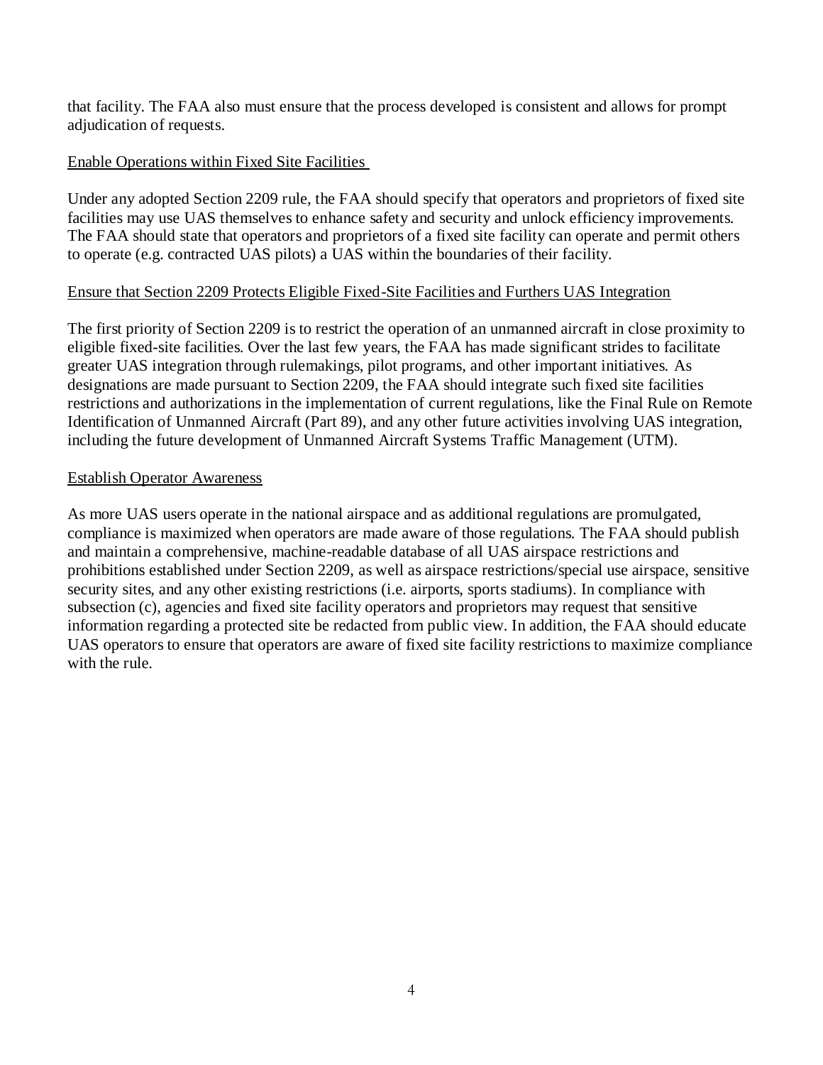that facility. The FAA also must ensure that the process developed is consistent and allows for prompt adjudication of requests.

Enable Operations within Fixed Site Facilities

Under any adopted Section 2209 rule, the FAA should specify that operators and proprietors of fixed site facilities may use UAS themselves to enhance safety and security and unlock efficiency improvements. The FAA should state that operators and proprietors of a fixed site facility can operate and permit others to operate (e.g. contracted UAS pilots) a UAS within the boundaries of their facility.

Ensure that Section 2209 Protects Eligible Fixed-Site Facilities and Furthers UAS Integration

The first priority of Section 2209 is to restrict the operation of an unmanned aircraft in close proximity to eligible fixed-site facilities. Over the last few years, the FAA has made significant strides to facilitate greater UAS integration through rulemakings, pilot programs, and other important initiatives. As designations are made pursuant to Section 2209, the FAA should integrate such fixed site facilities restrictions and authorizations in the implementation of current regulations, like the Final Rule on Remote Identification of Unmanned Aircraft (Part 89), and any other future activities involving UAS integration, including the future development of Unmanned Aircraft Systems Traffic Management (UTM).

Establish Operator Awareness

As more UAS users operate in the national airspace and as additional regulations are promulgated, compliance is maximized when operators are made aware of those regulations. The FAA should publish and maintain a comprehensive, machine-readable database of all UAS airspace restrictions and prohibitions established under Section 2209, as well as airspace restrictions/special use airspace, sensitive security sites, and any other existing restrictions (i.e. airports, sports stadiums). In compliance with subsection (c), agencies and fixed site facility operators and proprietors may request that sensitive information regarding a protected site be redacted from public view. In addition, the FAA should educate UAS operators to ensure that operators are aware of fixed site facility restrictions to maximize compliance with the rule.